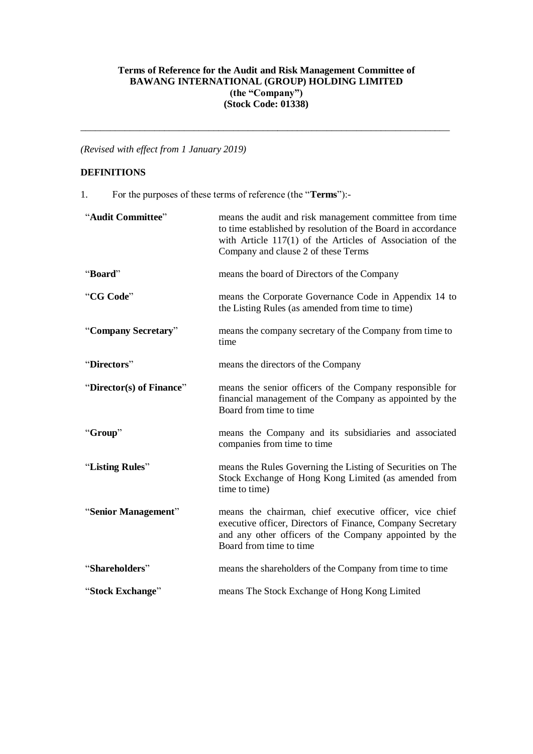**Terms of Reference for the Audit and Risk Management Committee of**
**BAWANG INTERNATIONAL (GROUP) HOLDING LIMITED**
**(the "Company")**
**(Stock Code: 01338)**

---

*(Revised with effect from 1 January 2019)*

## DEFINITIONS

1. For the purposes of these terms of reference (the "**Terms**"):-

| | |
|---|---|
| "**Audit Committee**" | means the audit and risk management committee from time to time established by resolution of the Board in accordance with Article 117(1) of the Articles of Association of the Company and clause 2 of these Terms |
| "**Board**" | means the board of Directors of the Company |
| "**CG Code**" | means the Corporate Governance Code in Appendix 14 to the Listing Rules (as amended from time to time) |
| "**Company Secretary**" | means the company secretary of the Company from time to time |
| "**Directors**" | means the directors of the Company |
| "**Director(s) of Finance**" | means the senior officers of the Company responsible for financial management of the Company as appointed by the Board from time to time |
| "**Group**" | means the Company and its subsidiaries and associated companies from time to time |
| "**Listing Rules**" | means the Rules Governing the Listing of Securities on The Stock Exchange of Hong Kong Limited (as amended from time to time) |
| "**Senior Management**" | means the chairman, chief executive officer, vice chief executive officer, Directors of Finance, Company Secretary and any other officers of the Company appointed by the Board from time to time |
| "**Shareholders**" | means the shareholders of the Company from time to time |
| "**Stock Exchange**" | means The Stock Exchange of Hong Kong Limited |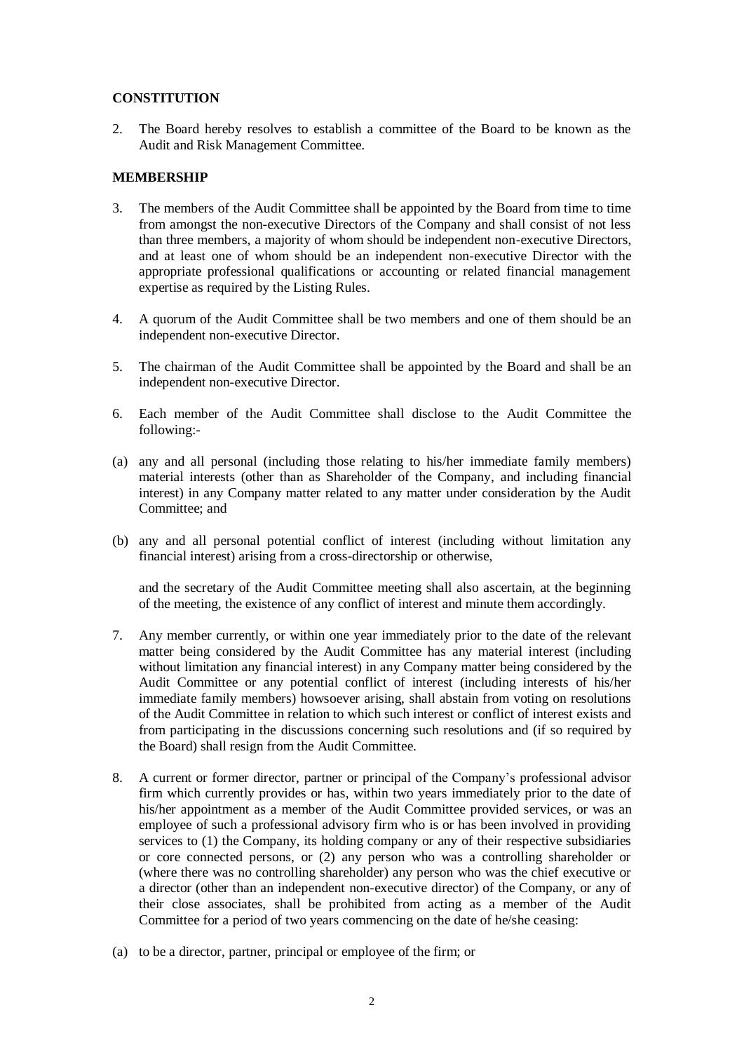**CONSTITUTION**

2. The Board hereby resolves to establish a committee of the Board to be known as the Audit and Risk Management Committee.

**MEMBERSHIP**

3. The members of the Audit Committee shall be appointed by the Board from time to time from amongst the non-executive Directors of the Company and shall consist of not less than three members, a majority of whom should be independent non-executive Directors, and at least one of whom should be an independent non-executive Director with the appropriate professional qualifications or accounting or related financial management expertise as required by the Listing Rules.

4. A quorum of the Audit Committee shall be two members and one of them should be an independent non-executive Director.

5. The chairman of the Audit Committee shall be appointed by the Board and shall be an independent non-executive Director.

6. Each member of the Audit Committee shall disclose to the Audit Committee the following:-

(a) any and all personal (including those relating to his/her immediate family members) material interests (other than as Shareholder of the Company, and including financial interest) in any Company matter related to any matter under consideration by the Audit Committee; and

(b) any and all personal potential conflict of interest (including without limitation any financial interest) arising from a cross-directorship or otherwise,

and the secretary of the Audit Committee meeting shall also ascertain, at the beginning of the meeting, the existence of any conflict of interest and minute them accordingly.

7. Any member currently, or within one year immediately prior to the date of the relevant matter being considered by the Audit Committee has any material interest (including without limitation any financial interest) in any Company matter being considered by the Audit Committee or any potential conflict of interest (including interests of his/her immediate family members) howsoever arising, shall abstain from voting on resolutions of the Audit Committee in relation to which such interest or conflict of interest exists and from participating in the discussions concerning such resolutions and (if so required by the Board) shall resign from the Audit Committee.

8. A current or former director, partner or principal of the Company's professional advisor firm which currently provides or has, within two years immediately prior to the date of his/her appointment as a member of the Audit Committee provided services, or was an employee of such a professional advisory firm who is or has been involved in providing services to (1) the Company, its holding company or any of their respective subsidiaries or core connected persons, or (2) any person who was a controlling shareholder or (where there was no controlling shareholder) any person who was the chief executive or a director (other than an independent non-executive director) of the Company, or any of their close associates, shall be prohibited from acting as a member of the Audit Committee for a period of two years commencing on the date of he/she ceasing:

(a) to be a director, partner, principal or employee of the firm; or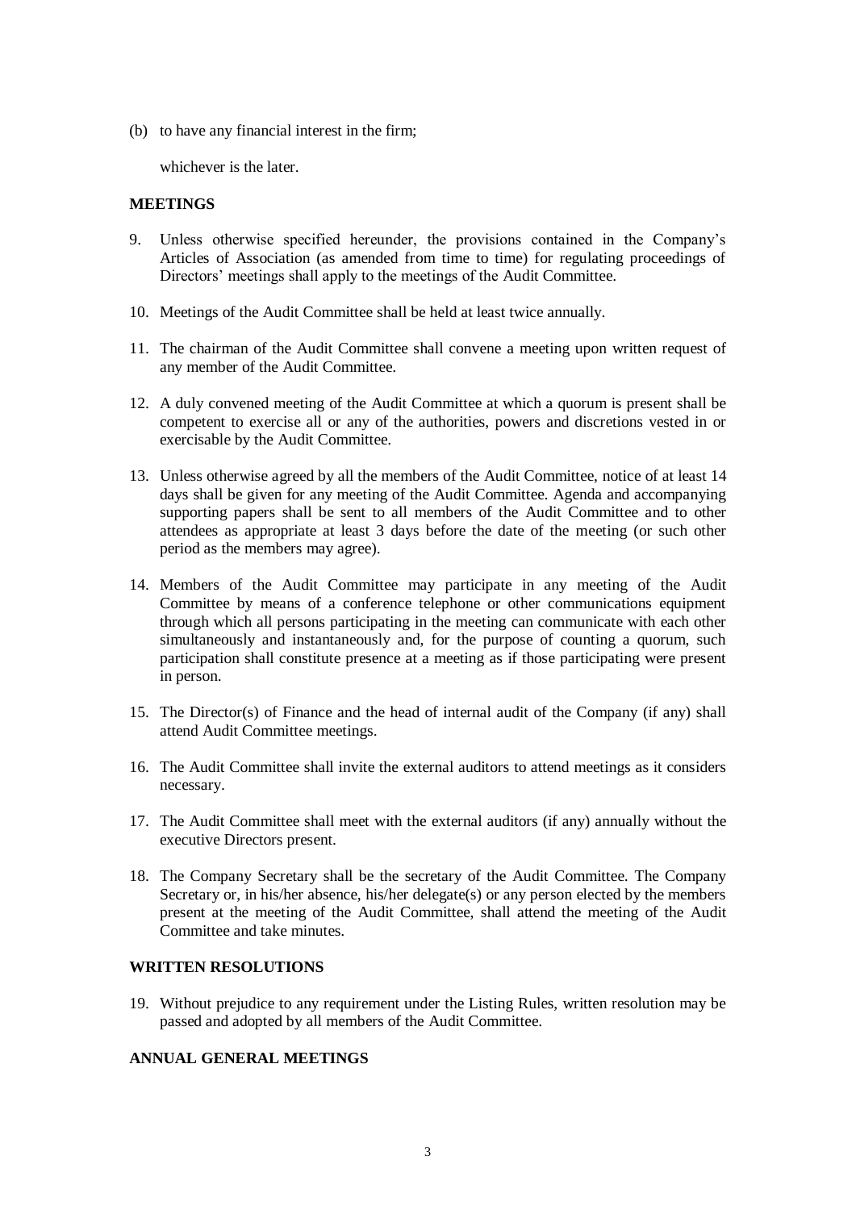(b) to have any financial interest in the firm;

whichever is the later.

## MEETINGS

9. Unless otherwise specified hereunder, the provisions contained in the Company's Articles of Association (as amended from time to time) for regulating proceedings of Directors' meetings shall apply to the meetings of the Audit Committee.

10. Meetings of the Audit Committee shall be held at least twice annually.

11. The chairman of the Audit Committee shall convene a meeting upon written request of any member of the Audit Committee.

12. A duly convened meeting of the Audit Committee at which a quorum is present shall be competent to exercise all or any of the authorities, powers and discretions vested in or exercisable by the Audit Committee.

13. Unless otherwise agreed by all the members of the Audit Committee, notice of at least 14 days shall be given for any meeting of the Audit Committee. Agenda and accompanying supporting papers shall be sent to all members of the Audit Committee and to other attendees as appropriate at least 3 days before the date of the meeting (or such other period as the members may agree).

14. Members of the Audit Committee may participate in any meeting of the Audit Committee by means of a conference telephone or other communications equipment through which all persons participating in the meeting can communicate with each other simultaneously and instantaneously and, for the purpose of counting a quorum, such participation shall constitute presence at a meeting as if those participating were present in person.

15. The Director(s) of Finance and the head of internal audit of the Company (if any) shall attend Audit Committee meetings.

16. The Audit Committee shall invite the external auditors to attend meetings as it considers necessary.

17. The Audit Committee shall meet with the external auditors (if any) annually without the executive Directors present.

18. The Company Secretary shall be the secretary of the Audit Committee. The Company Secretary or, in his/her absence, his/her delegate(s) or any person elected by the members present at the meeting of the Audit Committee, shall attend the meeting of the Audit Committee and take minutes.

## WRITTEN RESOLUTIONS

19. Without prejudice to any requirement under the Listing Rules, written resolution may be passed and adopted by all members of the Audit Committee.

## ANNUAL GENERAL MEETINGS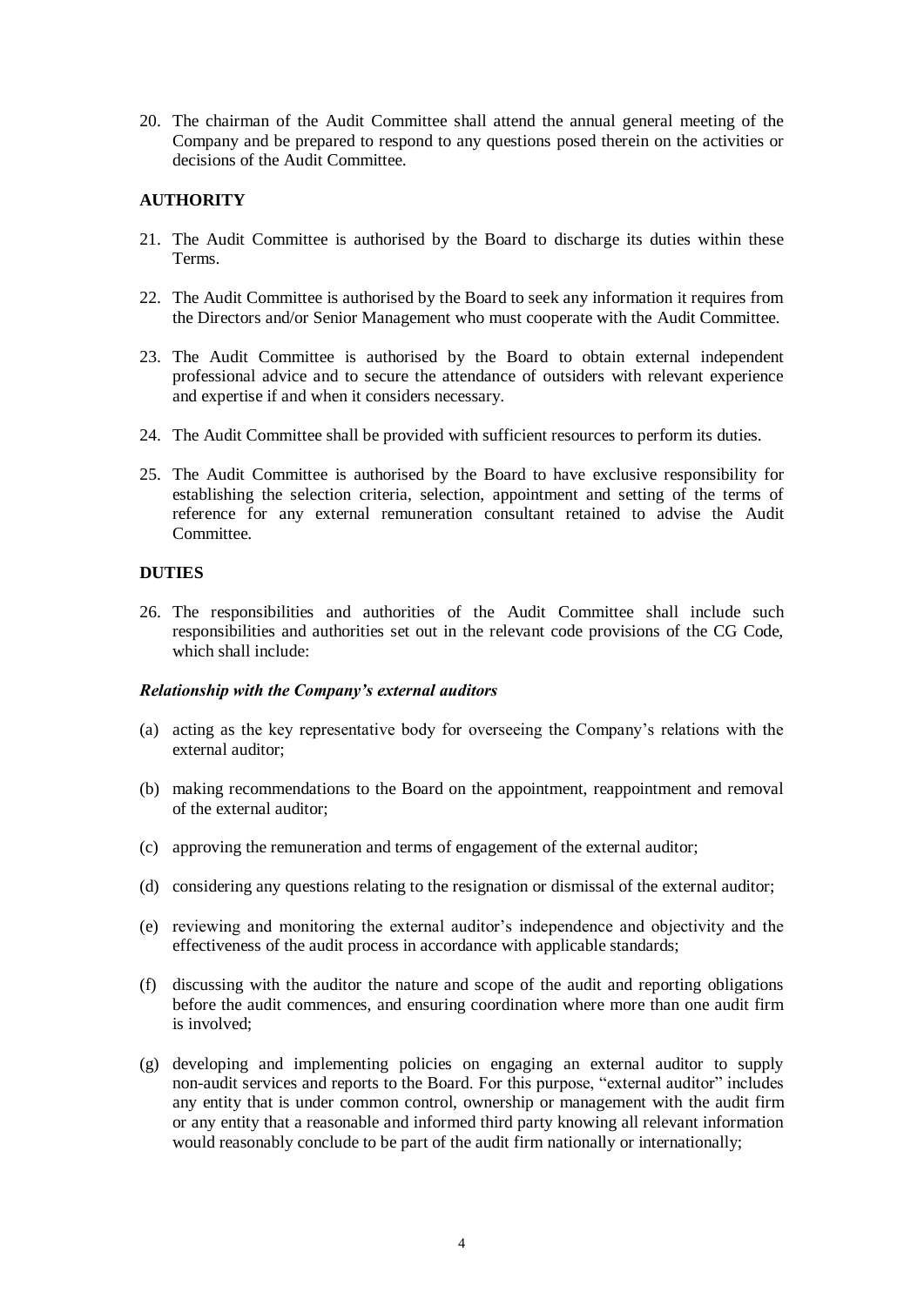20. The chairman of the Audit Committee shall attend the annual general meeting of the Company and be prepared to respond to any questions posed therein on the activities or decisions of the Audit Committee.

## AUTHORITY

21. The Audit Committee is authorised by the Board to discharge its duties within these Terms.

22. The Audit Committee is authorised by the Board to seek any information it requires from the Directors and/or Senior Management who must cooperate with the Audit Committee.

23. The Audit Committee is authorised by the Board to obtain external independent professional advice and to secure the attendance of outsiders with relevant experience and expertise if and when it considers necessary.

24. The Audit Committee shall be provided with sufficient resources to perform its duties.

25. The Audit Committee is authorised by the Board to have exclusive responsibility for establishing the selection criteria, selection, appointment and setting of the terms of reference for any external remuneration consultant retained to advise the Audit Committee.

## DUTIES

26. The responsibilities and authorities of the Audit Committee shall include such responsibilities and authorities set out in the relevant code provisions of the CG Code, which shall include:

***Relationship with the Company's external auditors***

(a) acting as the key representative body for overseeing the Company's relations with the external auditor;

(b) making recommendations to the Board on the appointment, reappointment and removal of the external auditor;

(c) approving the remuneration and terms of engagement of the external auditor;

(d) considering any questions relating to the resignation or dismissal of the external auditor;

(e) reviewing and monitoring the external auditor's independence and objectivity and the effectiveness of the audit process in accordance with applicable standards;

(f) discussing with the auditor the nature and scope of the audit and reporting obligations before the audit commences, and ensuring coordination where more than one audit firm is involved;

(g) developing and implementing policies on engaging an external auditor to supply non-audit services and reports to the Board. For this purpose, "external auditor" includes any entity that is under common control, ownership or management with the audit firm or any entity that a reasonable and informed third party knowing all relevant information would reasonably conclude to be part of the audit firm nationally or internationally;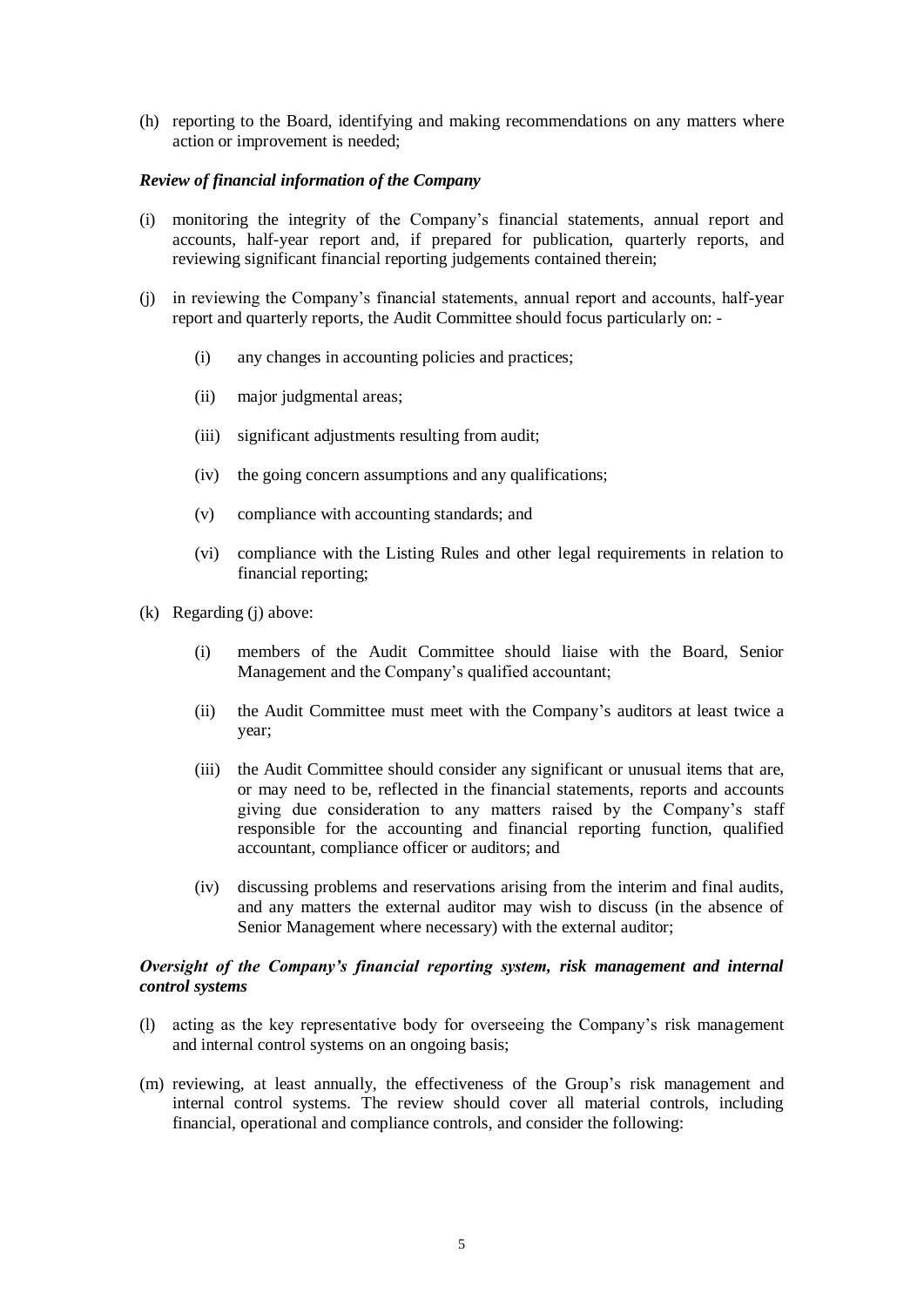(h) reporting to the Board, identifying and making recommendations on any matters where action or improvement is needed;

***Review of financial information of the Company***

(i) monitoring the integrity of the Company's financial statements, annual report and accounts, half-year report and, if prepared for publication, quarterly reports, and reviewing significant financial reporting judgements contained therein;

(j) in reviewing the Company's financial statements, annual report and accounts, half-year report and quarterly reports, the Audit Committee should focus particularly on: -

    (i) any changes in accounting policies and practices;

    (ii) major judgmental areas;

    (iii) significant adjustments resulting from audit;

    (iv) the going concern assumptions and any qualifications;

    (v) compliance with accounting standards; and

    (vi) compliance with the Listing Rules and other legal requirements in relation to financial reporting;

(k) Regarding (j) above:

    (i) members of the Audit Committee should liaise with the Board, Senior Management and the Company's qualified accountant;

    (ii) the Audit Committee must meet with the Company's auditors at least twice a year;

    (iii) the Audit Committee should consider any significant or unusual items that are, or may need to be, reflected in the financial statements, reports and accounts giving due consideration to any matters raised by the Company's staff responsible for the accounting and financial reporting function, qualified accountant, compliance officer or auditors; and

    (iv) discussing problems and reservations arising from the interim and final audits, and any matters the external auditor may wish to discuss (in the absence of Senior Management where necessary) with the external auditor;

***Oversight of the Company's financial reporting system, risk management and internal control systems***

(l) acting as the key representative body for overseeing the Company's risk management and internal control systems on an ongoing basis;

(m) reviewing, at least annually, the effectiveness of the Group's risk management and internal control systems. The review should cover all material controls, including financial, operational and compliance controls, and consider the following: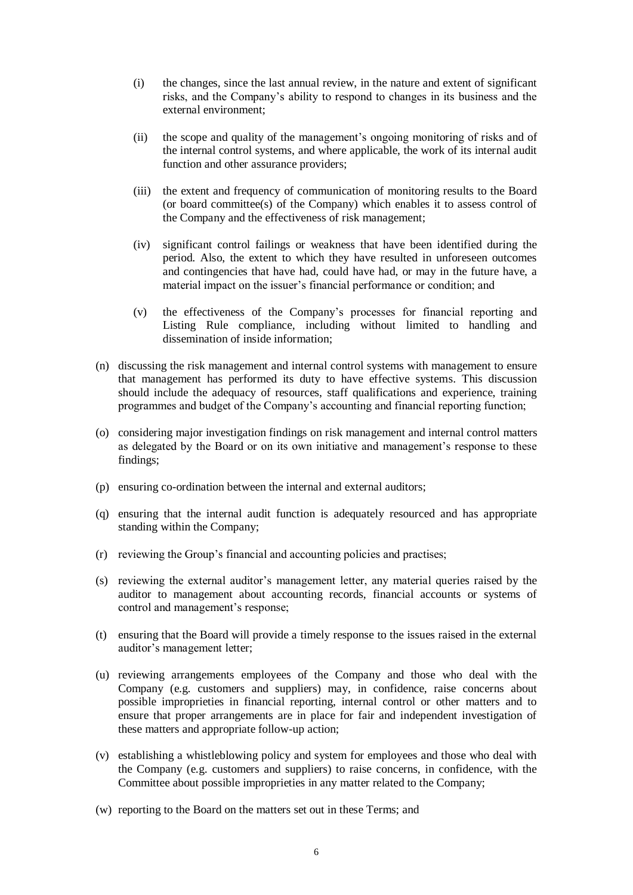(i) the changes, since the last annual review, in the nature and extent of significant risks, and the Company's ability to respond to changes in its business and the external environment;

(ii) the scope and quality of the management's ongoing monitoring of risks and of the internal control systems, and where applicable, the work of its internal audit function and other assurance providers;

(iii) the extent and frequency of communication of monitoring results to the Board (or board committee(s) of the Company) which enables it to assess control of the Company and the effectiveness of risk management;

(iv) significant control failings or weakness that have been identified during the period. Also, the extent to which they have resulted in unforeseen outcomes and contingencies that have had, could have had, or may in the future have, a material impact on the issuer's financial performance or condition; and

(v) the effectiveness of the Company's processes for financial reporting and Listing Rule compliance, including without limited to handling and dissemination of inside information;

(n) discussing the risk management and internal control systems with management to ensure that management has performed its duty to have effective systems. This discussion should include the adequacy of resources, staff qualifications and experience, training programmes and budget of the Company's accounting and financial reporting function;

(o) considering major investigation findings on risk management and internal control matters as delegated by the Board or on its own initiative and management's response to these findings;

(p) ensuring co-ordination between the internal and external auditors;

(q) ensuring that the internal audit function is adequately resourced and has appropriate standing within the Company;

(r) reviewing the Group's financial and accounting policies and practises;

(s) reviewing the external auditor's management letter, any material queries raised by the auditor to management about accounting records, financial accounts or systems of control and management's response;

(t) ensuring that the Board will provide a timely response to the issues raised in the external auditor's management letter;

(u) reviewing arrangements employees of the Company and those who deal with the Company (e.g. customers and suppliers) may, in confidence, raise concerns about possible improprieties in financial reporting, internal control or other matters and to ensure that proper arrangements are in place for fair and independent investigation of these matters and appropriate follow-up action;

(v) establishing a whistleblowing policy and system for employees and those who deal with the Company (e.g. customers and suppliers) to raise concerns, in confidence, with the Committee about possible improprieties in any matter related to the Company;

(w) reporting to the Board on the matters set out in these Terms; and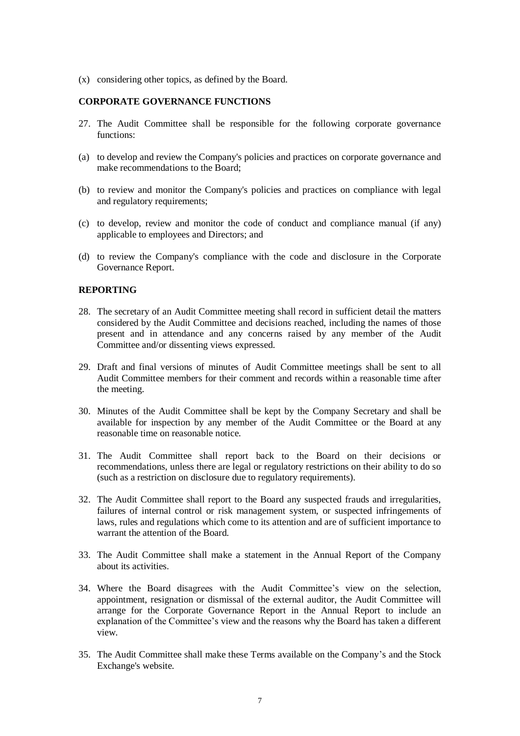(x) considering other topics, as defined by the Board.

**CORPORATE GOVERNANCE FUNCTIONS**

27. The Audit Committee shall be responsible for the following corporate governance functions:

(a) to develop and review the Company's policies and practices on corporate governance and make recommendations to the Board;

(b) to review and monitor the Company's policies and practices on compliance with legal and regulatory requirements;

(c) to develop, review and monitor the code of conduct and compliance manual (if any) applicable to employees and Directors; and

(d) to review the Company's compliance with the code and disclosure in the Corporate Governance Report.

**REPORTING**

28. The secretary of an Audit Committee meeting shall record in sufficient detail the matters considered by the Audit Committee and decisions reached, including the names of those present and in attendance and any concerns raised by any member of the Audit Committee and/or dissenting views expressed.

29. Draft and final versions of minutes of Audit Committee meetings shall be sent to all Audit Committee members for their comment and records within a reasonable time after the meeting.

30. Minutes of the Audit Committee shall be kept by the Company Secretary and shall be available for inspection by any member of the Audit Committee or the Board at any reasonable time on reasonable notice.

31. The Audit Committee shall report back to the Board on their decisions or recommendations, unless there are legal or regulatory restrictions on their ability to do so (such as a restriction on disclosure due to regulatory requirements).

32. The Audit Committee shall report to the Board any suspected frauds and irregularities, failures of internal control or risk management system, or suspected infringements of laws, rules and regulations which come to its attention and are of sufficient importance to warrant the attention of the Board.

33. The Audit Committee shall make a statement in the Annual Report of the Company about its activities.

34. Where the Board disagrees with the Audit Committee's view on the selection, appointment, resignation or dismissal of the external auditor, the Audit Committee will arrange for the Corporate Governance Report in the Annual Report to include an explanation of the Committee's view and the reasons why the Board has taken a different view.

35. The Audit Committee shall make these Terms available on the Company's and the Stock Exchange's website.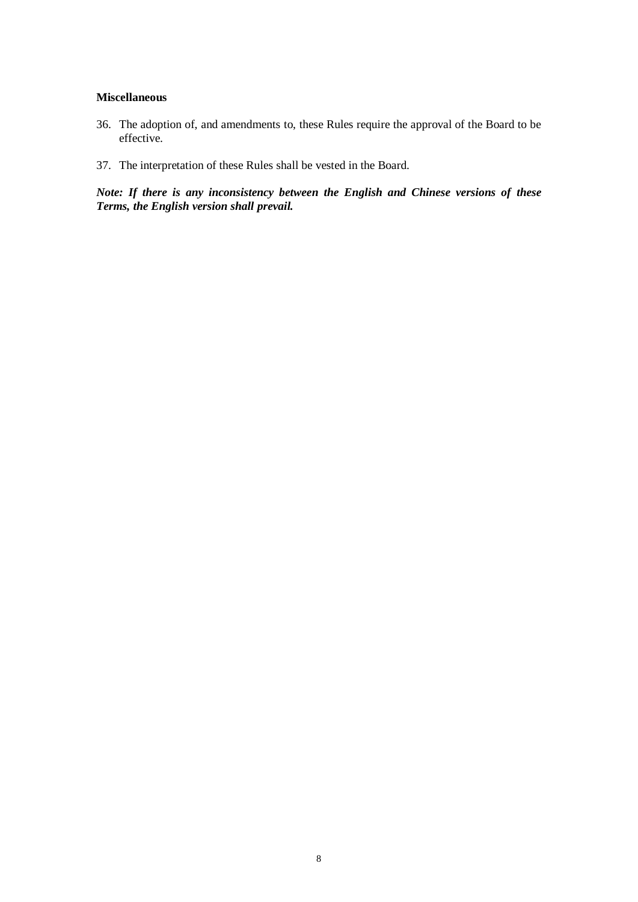**Miscellaneous**

36. The adoption of, and amendments to, these Rules require the approval of the Board to be effective.

37. The interpretation of these Rules shall be vested in the Board.

***Note: If there is any inconsistency between the English and Chinese versions of these Terms, the English version shall prevail.***